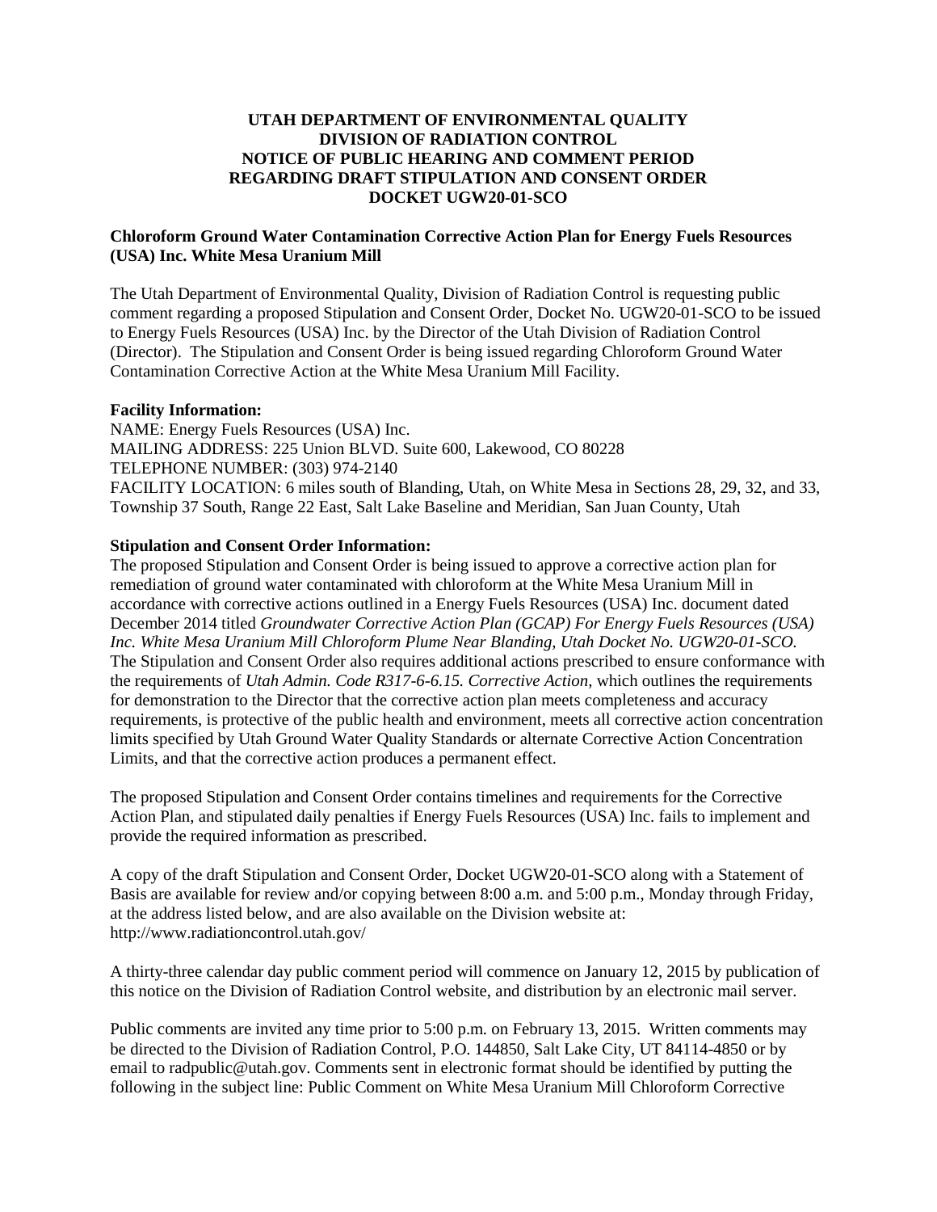**UTAH DEPARTMENT OF ENVIRONMENTAL QUALITY**
**DIVISION OF RADIATION CONTROL**
**NOTICE OF PUBLIC HEARING AND COMMENT PERIOD**
**REGARDING DRAFT STIPULATION AND CONSENT ORDER**
**DOCKET UGW20-01-SCO**

**Chloroform Ground Water Contamination Corrective Action Plan for Energy Fuels Resources (USA) Inc. White Mesa Uranium Mill**

The Utah Department of Environmental Quality, Division of Radiation Control is requesting public comment regarding a proposed Stipulation and Consent Order, Docket No. UGW20-01-SCO to be issued to Energy Fuels Resources (USA) Inc. by the Director of the Utah Division of Radiation Control (Director). The Stipulation and Consent Order is being issued regarding Chloroform Ground Water Contamination Corrective Action at the White Mesa Uranium Mill Facility.

**Facility Information:**
NAME: Energy Fuels Resources (USA) Inc.
MAILING ADDRESS: 225 Union BLVD. Suite 600, Lakewood, CO 80228
TELEPHONE NUMBER: (303) 974-2140
FACILITY LOCATION: 6 miles south of Blanding, Utah, on White Mesa in Sections 28, 29, 32, and 33, Township 37 South, Range 22 East, Salt Lake Baseline and Meridian, San Juan County, Utah

**Stipulation and Consent Order Information:**
The proposed Stipulation and Consent Order is being issued to approve a corrective action plan for remediation of ground water contaminated with chloroform at the White Mesa Uranium Mill in accordance with corrective actions outlined in a Energy Fuels Resources (USA) Inc. document dated December 2014 titled *Groundwater Corrective Action Plan (GCAP) For Energy Fuels Resources (USA) Inc. White Mesa Uranium Mill Chloroform Plume Near Blanding, Utah Docket No. UGW20-01-SCO.* The Stipulation and Consent Order also requires additional actions prescribed to ensure conformance with the requirements of *Utah Admin. Code R317-6-6.15. Corrective Action,* which outlines the requirements for demonstration to the Director that the corrective action plan meets completeness and accuracy requirements, is protective of the public health and environment, meets all corrective action concentration limits specified by Utah Ground Water Quality Standards or alternate Corrective Action Concentration Limits, and that the corrective action produces a permanent effect.

The proposed Stipulation and Consent Order contains timelines and requirements for the Corrective Action Plan, and stipulated daily penalties if Energy Fuels Resources (USA) Inc. fails to implement and provide the required information as prescribed.

A copy of the draft Stipulation and Consent Order, Docket UGW20-01-SCO along with a Statement of Basis are available for review and/or copying between 8:00 a.m. and 5:00 p.m., Monday through Friday, at the address listed below, and are also available on the Division website at: http://www.radiationcontrol.utah.gov/

A thirty-three calendar day public comment period will commence on January 12, 2015 by publication of this notice on the Division of Radiation Control website, and distribution by an electronic mail server.

Public comments are invited any time prior to 5:00 p.m. on February 13, 2015. Written comments may be directed to the Division of Radiation Control, P.O. 144850, Salt Lake City, UT 84114-4850 or by email to radpublic@utah.gov. Comments sent in electronic format should be identified by putting the following in the subject line: Public Comment on White Mesa Uranium Mill Chloroform Corrective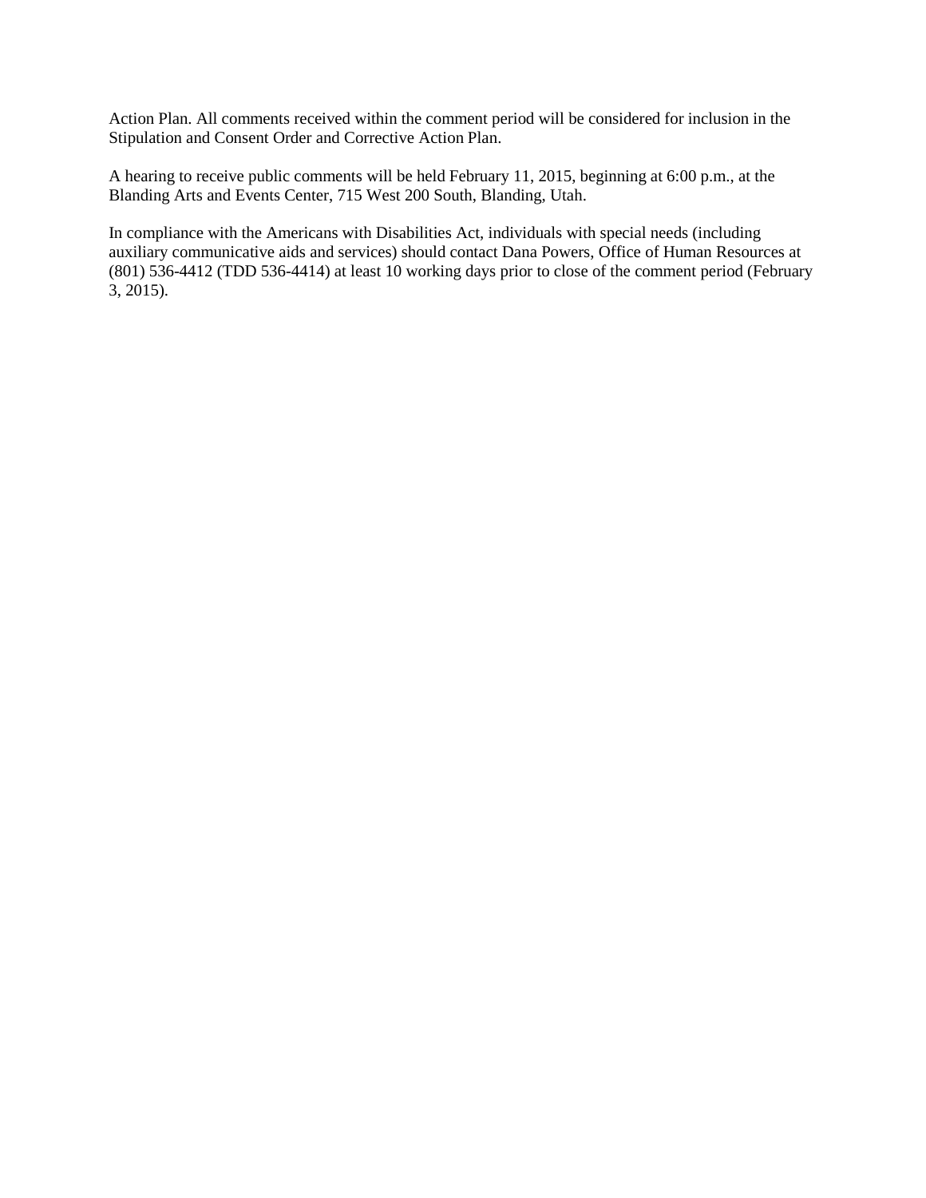Action Plan. All comments received within the comment period will be considered for inclusion in the Stipulation and Consent Order and Corrective Action Plan.

A hearing to receive public comments will be held February 11, 2015, beginning at 6:00 p.m., at the Blanding Arts and Events Center, 715 West 200 South, Blanding, Utah.

In compliance with the Americans with Disabilities Act, individuals with special needs (including auxiliary communicative aids and services) should contact Dana Powers, Office of Human Resources at (801) 536-4412 (TDD 536-4414) at least 10 working days prior to close of the comment period (February 3, 2015).